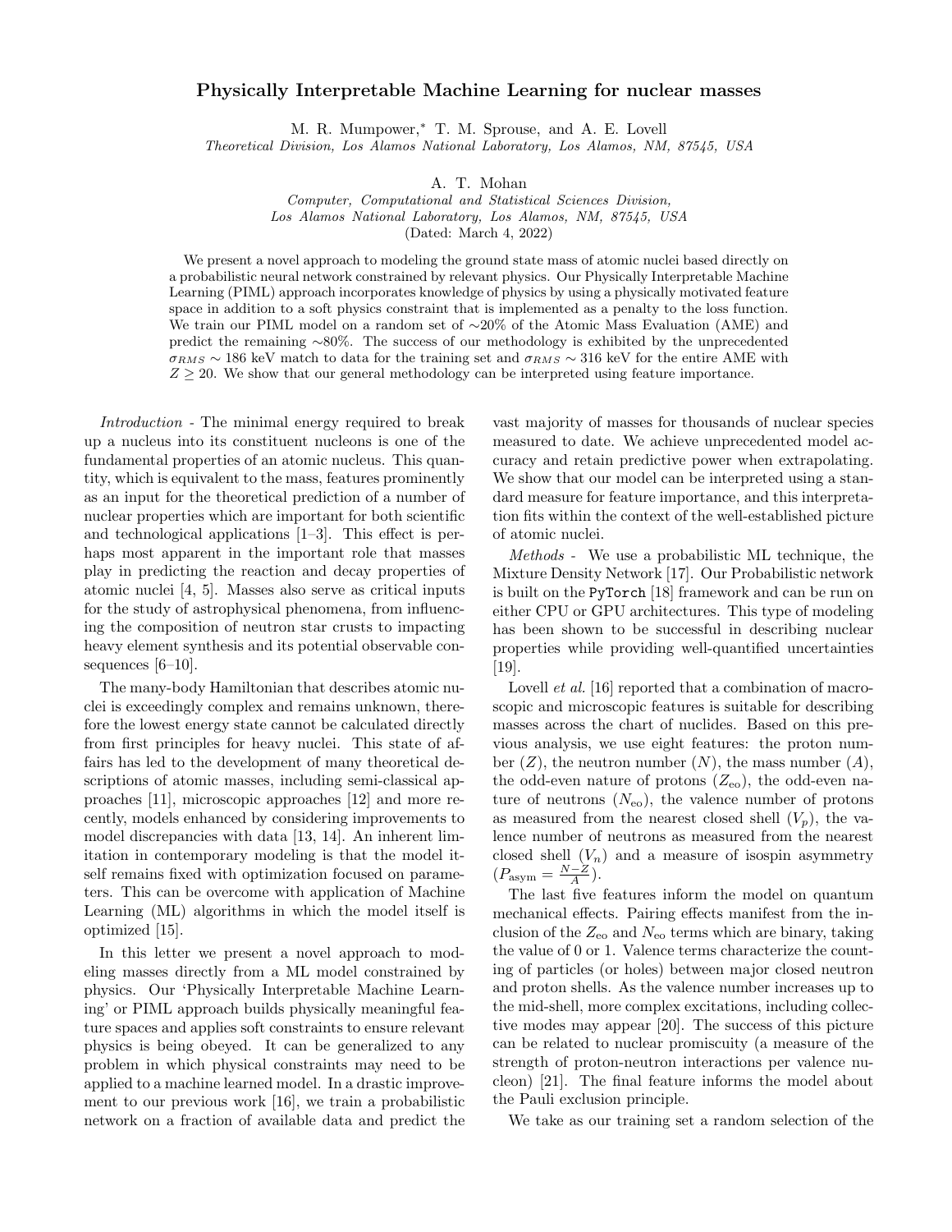# Physically Interpretable Machine Learning for nuclear masses

M. R. Mumpower,* T. M. Sprouse, and A. E. Lovell

*Theoretical Division, Los Alamos National Laboratory, Los Alamos, NM, 87545, USA*

A. T. Mohan

*Computer, Computational and Statistical Sciences Division, Los Alamos National Laboratory, Los Alamos, NM, 87545, USA*

(Dated: March 4, 2022)

We present a novel approach to modeling the ground state mass of atomic nuclei based directly on a probabilistic neural network constrained by relevant physics. Our Physically Interpretable Machine Learning (PIML) approach incorporates knowledge of physics by using a physically motivated feature space in addition to a soft physics constraint that is implemented as a penalty to the loss function. We train our PIML model on a random set of ∼20% of the Atomic Mass Evaluation (AME) and predict the remaining ∼80%. The success of our methodology is exhibited by the unprecedented $\sigma_{RMS} \sim 186$ keV match to data for the training set and $\sigma_{RMS} \sim 316$ keV for the entire AME with $Z \geq 20$. We show that our general methodology can be interpreted using feature importance.

*Introduction* - The minimal energy required to break up a nucleus into its constituent nucleons is one of the fundamental properties of an atomic nucleus. This quantity, which is equivalent to the mass, features prominently as an input for the theoretical prediction of a number of nuclear properties which are important for both scientific and technological applications [1–3]. This effect is perhaps most apparent in the important role that masses play in predicting the reaction and decay properties of atomic nuclei [4, 5]. Masses also serve as critical inputs for the study of astrophysical phenomena, from influencing the composition of neutron star crusts to impacting heavy element synthesis and its potential observable consequences [6–10].

The many-body Hamiltonian that describes atomic nuclei is exceedingly complex and remains unknown, therefore the lowest energy state cannot be calculated directly from first principles for heavy nuclei. This state of affairs has led to the development of many theoretical descriptions of atomic masses, including semi-classical approaches [11], microscopic approaches [12] and more recently, models enhanced by considering improvements to model discrepancies with data [13, 14]. An inherent limitation in contemporary modeling is that the model itself remains fixed with optimization focused on parameters. This can be overcome with application of Machine Learning (ML) algorithms in which the model itself is optimized [15].

In this letter we present a novel approach to modeling masses directly from a ML model constrained by physics. Our 'Physically Interpretable Machine Learning' or PIML approach builds physically meaningful feature spaces and applies soft constraints to ensure relevant physics is being obeyed. It can be generalized to any problem in which physical constraints may need to be applied to a machine learned model. In a drastic improvement to our previous work [16], we train a probabilistic network on a fraction of available data and predict the vast majority of masses for thousands of nuclear species measured to date. We achieve unprecedented model accuracy and retain predictive power when extrapolating. We show that our model can be interpreted using a standard measure for feature importance, and this interpretation fits within the context of the well-established picture of atomic nuclei.

*Methods* - We use a probabilistic ML technique, the Mixture Density Network [17]. Our Probabilistic network is built on the `PyTorch` [18] framework and can be run on either CPU or GPU architectures. This type of modeling has been shown to be successful in describing nuclear properties while providing well-quantified uncertainties [19].

Lovell *et al.* [16] reported that a combination of macroscopic and microscopic features is suitable for describing masses across the chart of nuclides. Based on this previous analysis, we use eight features: the proton number ($Z$), the neutron number ($N$), the mass number ($A$), the odd-even nature of protons ($Z_{\text{eo}}$), the odd-even nature of neutrons ($N_{\text{eo}}$), the valence number of protons as measured from the nearest closed shell ($V_p$), the valence number of neutrons as measured from the nearest closed shell ($V_n$) and a measure of isospin asymmetry ($P_{\text{asym}} = \frac{N-Z}{A}$).

The last five features inform the model on quantum mechanical effects. Pairing effects manifest from the inclusion of the $Z_{\text{eo}}$ and $N_{\text{eo}}$ terms which are binary, taking the value of 0 or 1. Valence terms characterize the counting of particles (or holes) between major closed neutron and proton shells. As the valence number increases up to the mid-shell, more complex excitations, including collective modes may appear [20]. The success of this picture can be related to nuclear promiscuity (a measure of the strength of proton-neutron interactions per valence nucleon) [21]. The final feature informs the model about the Pauli exclusion principle.

We take as our training set a random selection of the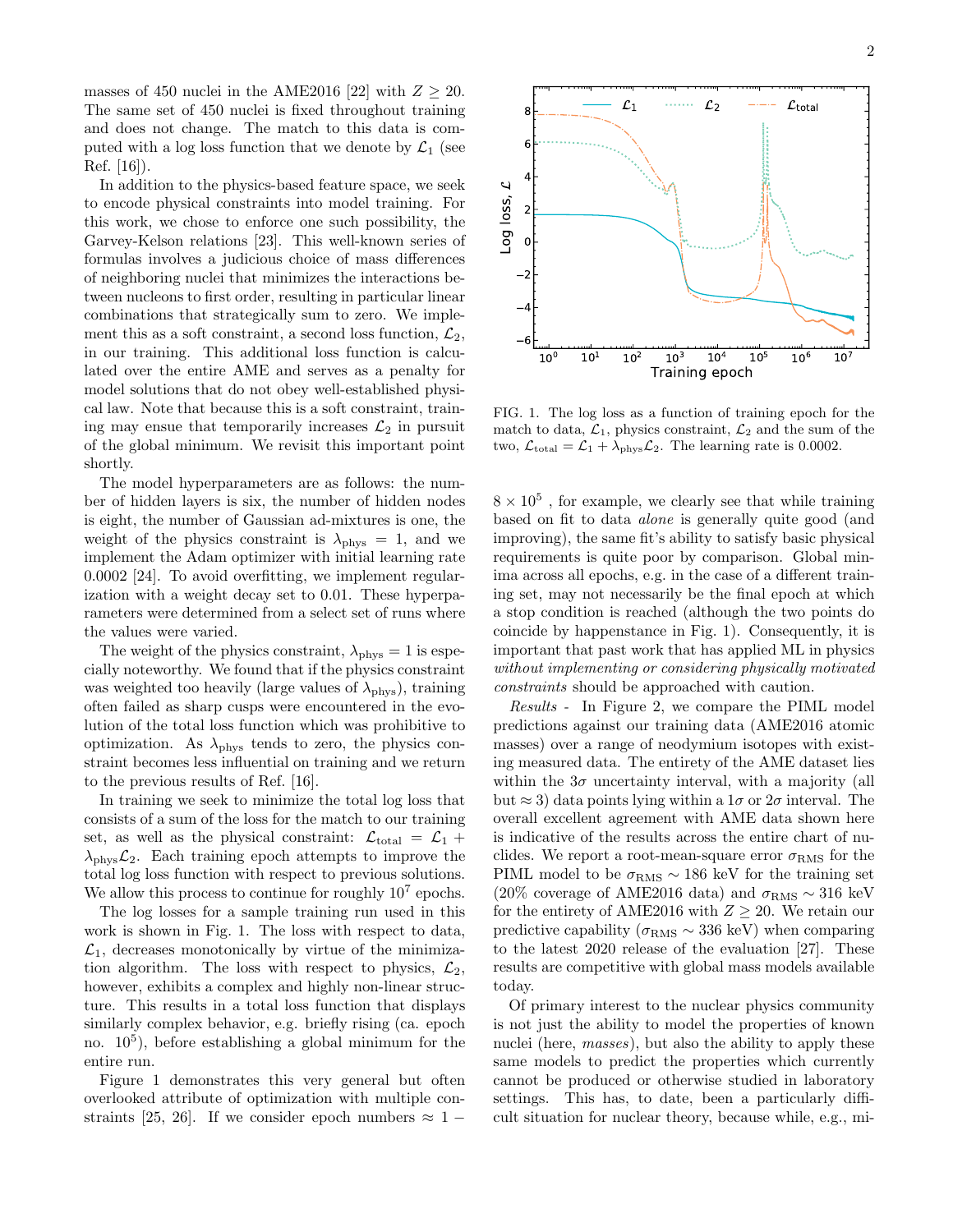masses of 450 nuclei in the AME2016 [22] with $Z \geq 20$. The same set of 450 nuclei is fixed throughout training and does not change. The match to this data is computed with a log loss function that we denote by $\mathcal{L}_1$ (see Ref. [16]).

In addition to the physics-based feature space, we seek to encode physical constraints into model training. For this work, we chose to enforce one such possibility, the Garvey-Kelson relations [23]. This well-known series of formulas involves a judicious choice of mass differences of neighboring nuclei that minimizes the interactions between nucleons to first order, resulting in particular linear combinations that strategically sum to zero. We implement this as a soft constraint, a second loss function, $\mathcal{L}_2$, in our training. This additional loss function is calculated over the entire AME and serves as a penalty for model solutions that do not obey well-established physical law. Note that because this is a soft constraint, training may ensue that temporarily increases $\mathcal{L}_2$ in pursuit of the global minimum. We revisit this important point shortly.

The model hyperparameters are as follows: the number of hidden layers is six, the number of hidden nodes is eight, the number of Gaussian ad-mixtures is one, the weight of the physics constraint is $\lambda_{\text{phys}} = 1$, and we implement the Adam optimizer with initial learning rate 0.0002 [24]. To avoid overfitting, we implement regularization with a weight decay set to 0.01. These hyperparameters were determined from a select set of runs where the values were varied.

The weight of the physics constraint, $\lambda_{\text{phys}} = 1$ is especially noteworthy. We found that if the physics constraint was weighted too heavily (large values of $\lambda_{\text{phys}}$), training often failed as sharp cusps were encountered in the evolution of the total loss function which was prohibitive to optimization. As $\lambda_{\text{phys}}$ tends to zero, the physics constraint becomes less influential on training and we return to the previous results of Ref. [16].

In training we seek to minimize the total log loss that consists of a sum of the loss for the match to our training set, as well as the physical constraint: $\mathcal{L}_{\text{total}} = \mathcal{L}_1 + \lambda_{\text{phys}}\mathcal{L}_2$. Each training epoch attempts to improve the total log loss function with respect to previous solutions. We allow this process to continue for roughly $10^7$ epochs.

The log losses for a sample training run used in this work is shown in Fig. 1. The loss with respect to data, $\mathcal{L}_1$, decreases monotonically by virtue of the minimization algorithm. The loss with respect to physics, $\mathcal{L}_2$, however, exhibits a complex and highly non-linear structure. This results in a total loss function that displays similarly complex behavior, e.g. briefly rising (ca. epoch no. $10^5$), before establishing a global minimum for the entire run.

Figure 1 demonstrates this very general but often overlooked attribute of optimization with multiple constraints [25, 26]. If we consider epoch numbers $\approx 1 - 8 \times 10^5$ , for example, we clearly see that while training based on fit to data *alone* is generally quite good (and improving), the same fit's ability to satisfy basic physical requirements is quite poor by comparison. Global minima across all epochs, e.g. in the case of a different training set, may not necessarily be the final epoch at which a stop condition is reached (although the two points do coincide by happenstance in Fig. 1). Consequently, it is important that past work that has applied ML in physics *without implementing or considering physically motivated constraints* should be approached with caution.

FIG. 1. The log loss as a function of training epoch for the match to data, $\mathcal{L}_1$, physics constraint, $\mathcal{L}_2$ and the sum of the two, $\mathcal{L}_{\text{total}} = \mathcal{L}_1 + \lambda_{\text{phys}}\mathcal{L}_2$. The learning rate is 0.0002.

*Results* - In Figure 2, we compare the PIML model predictions against our training data (AME2016 atomic masses) over a range of neodymium isotopes with existing measured data. The entirety of the AME dataset lies within the $3\sigma$ uncertainty interval, with a majority (all but $\approx 3$) data points lying within a $1\sigma$ or $2\sigma$ interval. The overall excellent agreement with AME data shown here is indicative of the results across the entire chart of nuclides. We report a root-mean-square error $\sigma_{\text{RMS}}$ for the PIML model to be $\sigma_{\text{RMS}} \sim 186$ keV for the training set (20% coverage of AME2016 data) and $\sigma_{\text{RMS}} \sim 316$ keV for the entirety of AME2016 with $Z \geq 20$. We retain our predictive capability ($\sigma_{\text{RMS}} \sim 336$ keV) when comparing to the latest 2020 release of the evaluation [27]. These results are competitive with global mass models available today.

Of primary interest to the nuclear physics community is not just the ability to model the properties of known nuclei (here, *masses*), but also the ability to apply these same models to predict the properties which currently cannot be produced or otherwise studied in laboratory settings. This has, to date, been a particularly difficult situation for nuclear theory, because while, e.g., mi-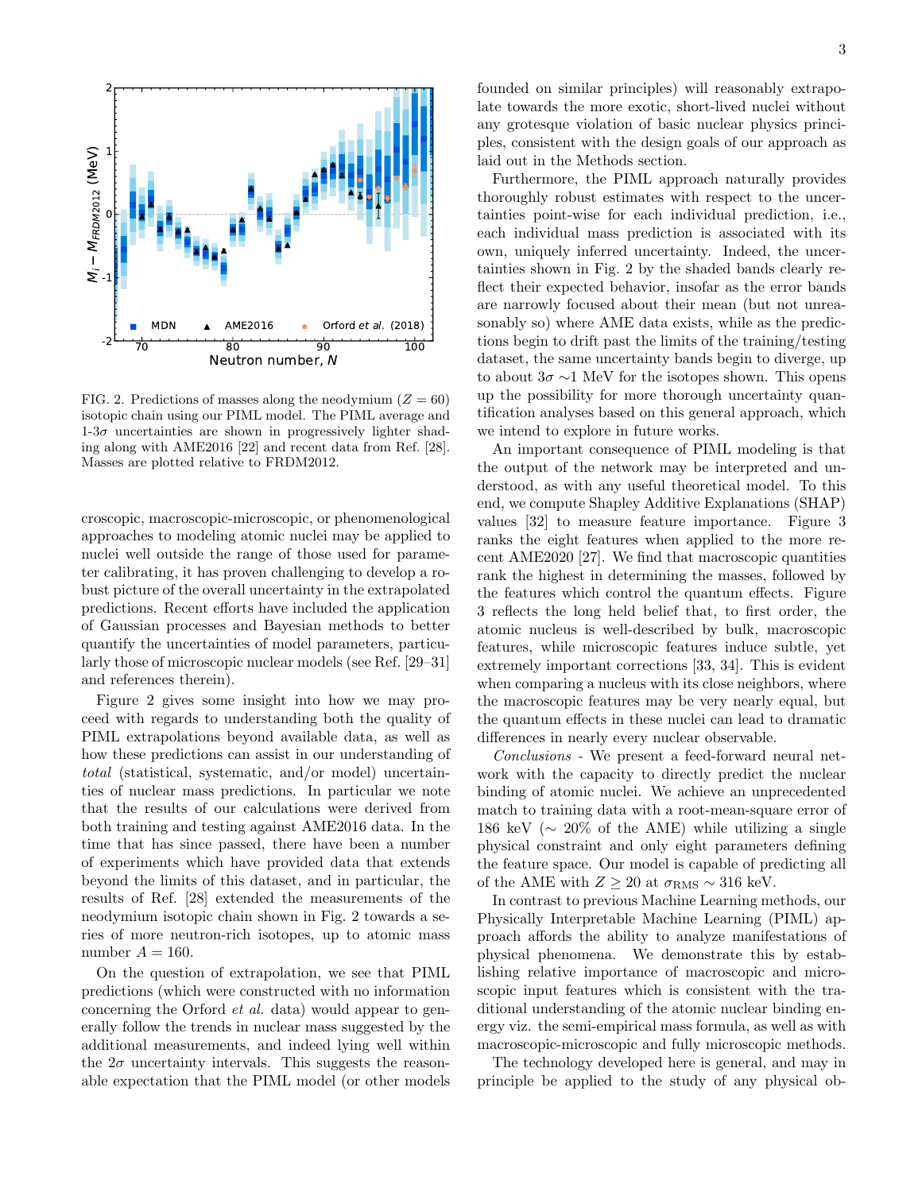FIG. 2. Predictions of masses along the neodymium ($Z = 60$) isotopic chain using our PIML model. The PIML average and 1-3$\sigma$ uncertainties are shown in progressively lighter shading along with AME2016 [22] and recent data from Ref. [28]. Masses are plotted relative to FRDM2012.

croscopic, macroscopic-microscopic, or phenomenological approaches to modeling atomic nuclei may be applied to nuclei well outside the range of those used for parameter calibrating, it has proven challenging to develop a robust picture of the overall uncertainty in the extrapolated predictions. Recent efforts have included the application of Gaussian processes and Bayesian methods to better quantify the uncertainties of model parameters, particularly those of microscopic nuclear models (see Ref. [29–31] and references therein).

Figure 2 gives some insight into how we may proceed with regards to understanding both the quality of PIML extrapolations beyond available data, as well as how these predictions can assist in our understanding of *total* (statistical, systematic, and/or model) uncertainties of nuclear mass predictions. In particular we note that the results of our calculations were derived from both training and testing against AME2016 data. In the time that has since passed, there have been a number of experiments which have provided data that extends beyond the limits of this dataset, and in particular, the results of Ref. [28] extended the measurements of the neodymium isotopic chain shown in Fig. 2 towards a series of more neutron-rich isotopes, up to atomic mass number $A = 160$.

On the question of extrapolation, we see that PIML predictions (which were constructed with no information concerning the Orford *et al.* data) would appear to generally follow the trends in nuclear mass suggested by the additional measurements, and indeed lying well within the $2\sigma$ uncertainty intervals. This suggests the reasonable expectation that the PIML model (or other models founded on similar principles) will reasonably extrapolate towards the more exotic, short-lived nuclei without any grotesque violation of basic nuclear physics principles, consistent with the design goals of our approach as laid out in the Methods section.

Furthermore, the PIML approach naturally provides thoroughly robust estimates with respect to the uncertainties point-wise for each individual prediction, i.e., each individual mass prediction is associated with its own, uniquely inferred uncertainty. Indeed, the uncertainties shown in Fig. 2 by the shaded bands clearly reflect their expected behavior, insofar as the error bands are narrowly focused about their mean (but not unreasonably so) where AME data exists, while as the predictions begin to drift past the limits of the training/testing dataset, the same uncertainty bands begin to diverge, up to about $3\sigma \sim 1$ MeV for the isotopes shown. This opens up the possibility for more thorough uncertainty quantification analyses based on this general approach, which we intend to explore in future works.

An important consequence of PIML modeling is that the output of the network may be interpreted and understood, as with any useful theoretical model. To this end, we compute Shapley Additive Explanations (SHAP) values [32] to measure feature importance. Figure 3 ranks the eight features when applied to the more recent AME2020 [27]. We find that macroscopic quantities rank the highest in determining the masses, followed by the features which control the quantum effects. Figure 3 reflects the long held belief that, to first order, the atomic nucleus is well-described by bulk, macroscopic features, while microscopic features induce subtle, yet extremely important corrections [33, 34]. This is evident when comparing a nucleus with its close neighbors, where the macroscopic features may be very nearly equal, but the quantum effects in these nuclei can lead to dramatic differences in nearly every nuclear observable.

*Conclusions* - We present a feed-forward neural network with the capacity to directly predict the nuclear binding of atomic nuclei. We achieve an unprecedented match to training data with a root-mean-square error of 186 keV ($\sim$ 20% of the AME) while utilizing a single physical constraint and only eight parameters defining the feature space. Our model is capable of predicting all of the AME with $Z \geq 20$ at $\sigma_{\mathrm{RMS}} \sim 316$ keV.

In contrast to previous Machine Learning methods, our Physically Interpretable Machine Learning (PIML) approach affords the ability to analyze manifestations of physical phenomena. We demonstrate this by establishing relative importance of macroscopic and microscopic input features which is consistent with the traditional understanding of the atomic nuclear binding energy viz. the semi-empirical mass formula, as well as with macroscopic-microscopic and fully microscopic methods.

The technology developed here is general, and may in principle be applied to the study of any physical ob-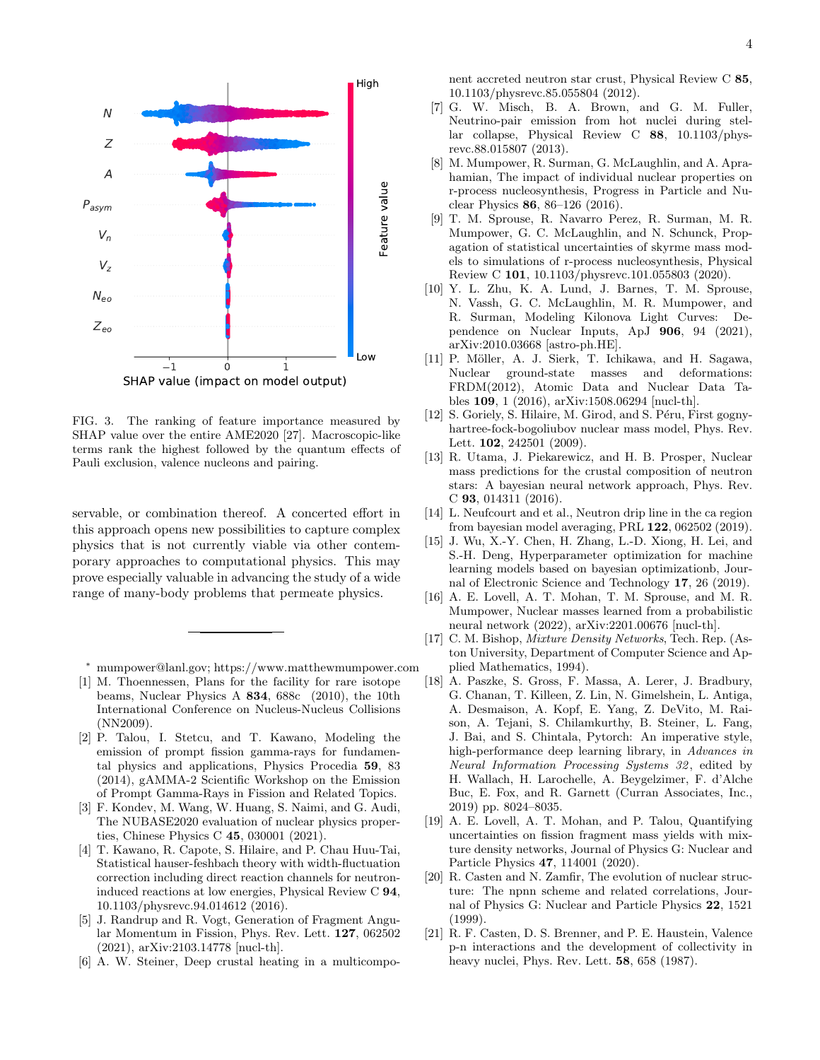FIG. 3. The ranking of feature importance measured by SHAP value over the entire AME2020 [27]. Macroscopic-like terms rank the highest followed by the quantum effects of Pauli exclusion, valence nucleons and pairing.

servable, or combination thereof. A concerted effort in this approach opens new possibilities to capture complex physics that is not currently viable via other contemporary approaches to computational physics. This may prove especially valuable in advancing the study of a wide range of many-body problems that permeate physics.

---

* mumpower@lanl.gov; https://www.matthewmumpower.com

[1] M. Thoennessen, Plans for the facility for rare isotope beams, Nuclear Physics A **834**, 688c (2010), the 10th International Conference on Nucleus-Nucleus Collisions (NN2009).

[2] P. Talou, I. Stetcu, and T. Kawano, Modeling the emission of prompt fission gamma-rays for fundamental physics and applications, Physics Procedia **59**, 83 (2014), gAMMA-2 Scientific Workshop on the Emission of Prompt Gamma-Rays in Fission and Related Topics.

[3] F. Kondev, M. Wang, W. Huang, S. Naimi, and G. Audi, The NUBASE2020 evaluation of nuclear physics properties, Chinese Physics C **45**, 030001 (2021).

[4] T. Kawano, R. Capote, S. Hilaire, and P. Chau Huu-Tai, Statistical hauser-feshbach theory with width-fluctuation correction including direct reaction channels for neutron-induced reactions at low energies, Physical Review C **94**, 10.1103/physrevc.94.014612 (2016).

[5] J. Randrup and R. Vogt, Generation of Fragment Angular Momentum in Fission, Phys. Rev. Lett. **127**, 062502 (2021), arXiv:2103.14778 [nucl-th].

[6] A. W. Steiner, Deep crustal heating in a multicomponent accreted neutron star crust, Physical Review C **85**, 10.1103/physrevc.85.055804 (2012).

[7] G. W. Misch, B. A. Brown, and G. M. Fuller, Neutrino-pair emission from hot nuclei during stellar collapse, Physical Review C **88**, 10.1103/physrevc.88.015807 (2013).

[8] M. Mumpower, R. Surman, G. McLaughlin, and A. Aprahamian, The impact of individual nuclear properties on r-process nucleosynthesis, Progress in Particle and Nuclear Physics **86**, 86–126 (2016).

[9] T. M. Sprouse, R. Navarro Perez, R. Surman, M. R. Mumpower, G. C. McLaughlin, and N. Schunck, Propagation of statistical uncertainties of skyrme mass models to simulations of r-process nucleosynthesis, Physical Review C **101**, 10.1103/physrevc.101.055803 (2020).

[10] Y. L. Zhu, K. A. Lund, J. Barnes, T. M. Sprouse, N. Vassh, G. C. McLaughlin, M. R. Mumpower, and R. Surman, Modeling Kilonova Light Curves: Dependence on Nuclear Inputs, ApJ **906**, 94 (2021), arXiv:2010.03668 [astro-ph.HE].

[11] P. Möller, A. J. Sierk, T. Ichikawa, and H. Sagawa, Nuclear ground-state masses and deformations: FRDM(2012), Atomic Data and Nuclear Data Tables **109**, 1 (2016), arXiv:1508.06294 [nucl-th].

[12] S. Goriely, S. Hilaire, M. Girod, and S. Péru, First gogny-hartree-fock-bogoliubov nuclear mass model, Phys. Rev. Lett. **102**, 242501 (2009).

[13] R. Utama, J. Piekarewicz, and H. B. Prosper, Nuclear mass predictions for the crustal composition of neutron stars: A bayesian neural network approach, Phys. Rev. C **93**, 014311 (2016).

[14] L. Neufcourt and et al., Neutron drip line in the ca region from bayesian model averaging, PRL **122**, 062502 (2019).

[15] J. Wu, X.-Y. Chen, H. Zhang, L.-D. Xiong, H. Lei, and S.-H. Deng, Hyperparameter optimization for machine learning models based on bayesian optimizationb, Journal of Electronic Science and Technology **17**, 26 (2019).

[16] A. E. Lovell, A. T. Mohan, T. M. Sprouse, and M. R. Mumpower, Nuclear masses learned from a probabilistic neural network (2022), arXiv:2201.00676 [nucl-th].

[17] C. M. Bishop, *Mixture Density Networks*, Tech. Rep. (Aston University, Department of Computer Science and Applied Mathematics, 1994).

[18] A. Paszke, S. Gross, F. Massa, A. Lerer, J. Bradbury, G. Chanan, T. Killeen, Z. Lin, N. Gimelshein, L. Antiga, A. Desmaison, A. Kopf, E. Yang, Z. DeVito, M. Raison, A. Tejani, S. Chilamkurthy, B. Steiner, L. Fang, J. Bai, and S. Chintala, Pytorch: An imperative style, high-performance deep learning library, in *Advances in Neural Information Processing Systems 32*, edited by H. Wallach, H. Larochelle, A. Beygelzimer, F. d'Alche Buc, E. Fox, and R. Garnett (Curran Associates, Inc., 2019) pp. 8024–8035.

[19] A. E. Lovell, A. T. Mohan, and P. Talou, Quantifying uncertainties on fission fragment mass yields with mixture density networks, Journal of Physics G: Nuclear and Particle Physics **47**, 114001 (2020).

[20] R. Casten and N. Zamfir, The evolution of nuclear structure: The npnn scheme and related correlations, Journal of Physics G: Nuclear and Particle Physics **22**, 1521 (1999).

[21] R. F. Casten, D. S. Brenner, and P. E. Haustein, Valence p-n interactions and the development of collectivity in heavy nuclei, Phys. Rev. Lett. **58**, 658 (1987).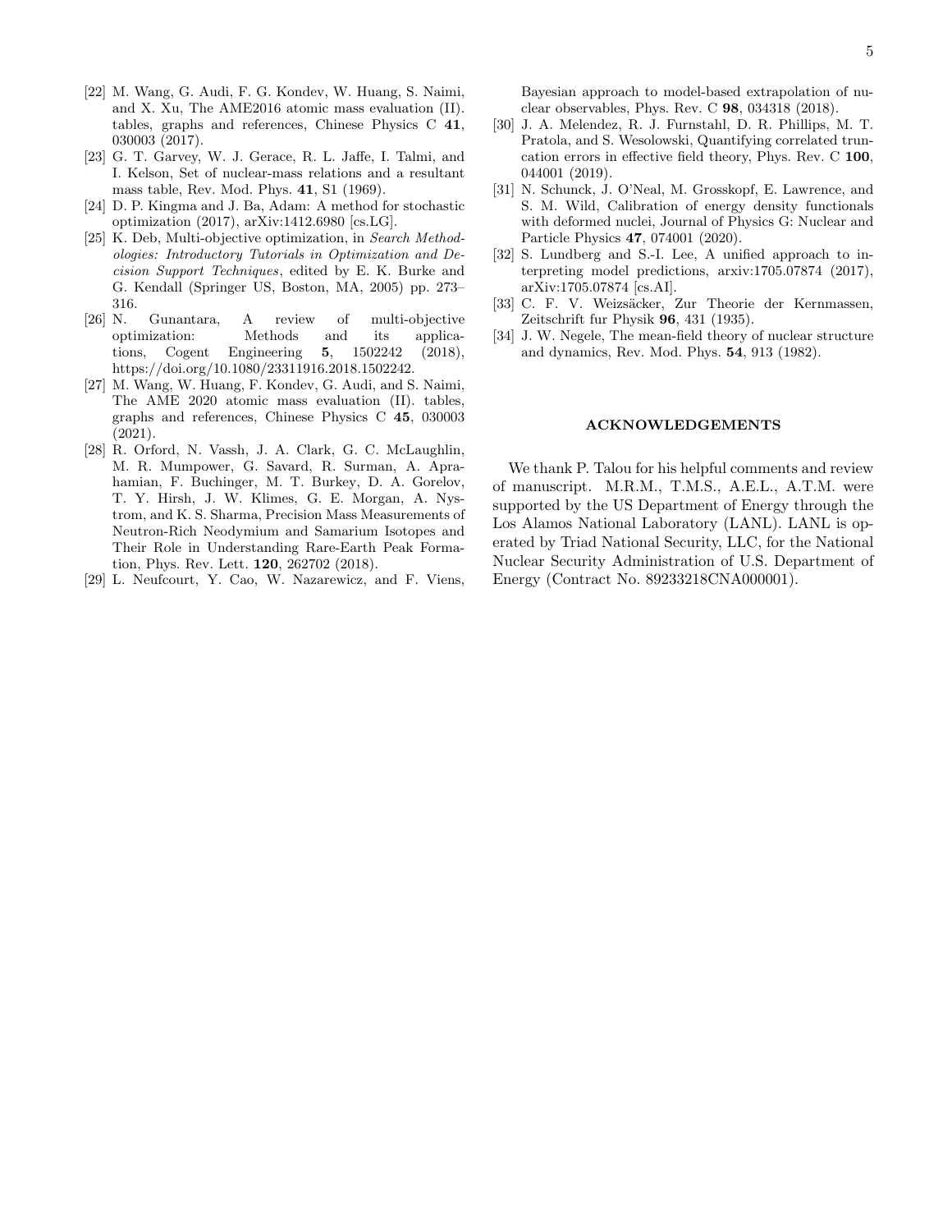[22] M. Wang, G. Audi, F. G. Kondev, W. Huang, S. Naimi, and X. Xu, The AME2016 atomic mass evaluation (II). tables, graphs and references, Chinese Physics C **41**, 030003 (2017).

[23] G. T. Garvey, W. J. Gerace, R. L. Jaffe, I. Talmi, and I. Kelson, Set of nuclear-mass relations and a resultant mass table, Rev. Mod. Phys. **41**, S1 (1969).

[24] D. P. Kingma and J. Ba, Adam: A method for stochastic optimization (2017), arXiv:1412.6980 [cs.LG].

[25] K. Deb, Multi-objective optimization, in *Search Methodologies: Introductory Tutorials in Optimization and Decision Support Techniques*, edited by E. K. Burke and G. Kendall (Springer US, Boston, MA, 2005) pp. 273–316.

[26] N. Gunantara, A review of multi-objective optimization: Methods and its applications, Cogent Engineering **5**, 1502242 (2018), https://doi.org/10.1080/23311916.2018.1502242.

[27] M. Wang, W. Huang, F. Kondev, G. Audi, and S. Naimi, The AME 2020 atomic mass evaluation (II). tables, graphs and references, Chinese Physics C **45**, 030003 (2021).

[28] R. Orford, N. Vassh, J. A. Clark, G. C. McLaughlin, M. R. Mumpower, G. Savard, R. Surman, A. Aprahamian, F. Buchinger, M. T. Burkey, D. A. Gorelov, T. Y. Hirsh, J. W. Klimes, G. E. Morgan, A. Nystrom, and K. S. Sharma, Precision Mass Measurements of Neutron-Rich Neodymium and Samarium Isotopes and Their Role in Understanding Rare-Earth Peak Formation, Phys. Rev. Lett. **120**, 262702 (2018).

[29] L. Neufcourt, Y. Cao, W. Nazarewicz, and F. Viens, Bayesian approach to model-based extrapolation of nuclear observables, Phys. Rev. C **98**, 034318 (2018).

[30] J. A. Melendez, R. J. Furnstahl, D. R. Phillips, M. T. Pratola, and S. Wesolowski, Quantifying correlated truncation errors in effective field theory, Phys. Rev. C **100**, 044001 (2019).

[31] N. Schunck, J. O'Neal, M. Grosskopf, E. Lawrence, and S. M. Wild, Calibration of energy density functionals with deformed nuclei, Journal of Physics G: Nuclear and Particle Physics **47**, 074001 (2020).

[32] S. Lundberg and S.-I. Lee, A unified approach to interpreting model predictions, arxiv:1705.07874 (2017), arXiv:1705.07874 [cs.AI].

[33] C. F. V. Weizsäcker, Zur Theorie der Kernmassen, Zeitschrift fur Physik **96**, 431 (1935).

[34] J. W. Negele, The mean-field theory of nuclear structure and dynamics, Rev. Mod. Phys. **54**, 913 (1982).

## ACKNOWLEDGEMENTS

We thank P. Talou for his helpful comments and review of manuscript. M.R.M., T.M.S., A.E.L., A.T.M. were supported by the US Department of Energy through the Los Alamos National Laboratory (LANL). LANL is operated by Triad National Security, LLC, for the National Nuclear Security Administration of U.S. Department of Energy (Contract No. 89233218CNA000001).